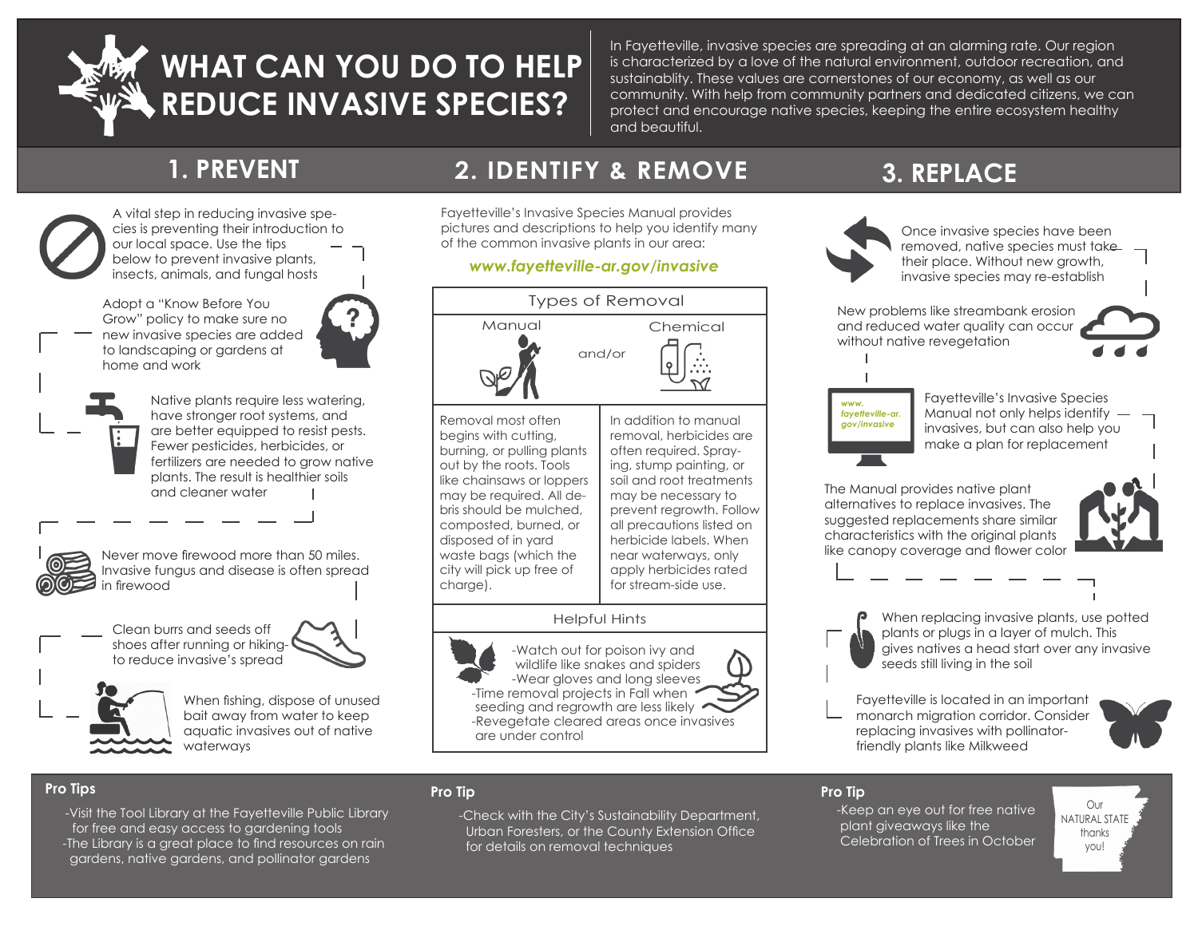# WHAT CAN YOU DO TO HELP REDUCE INVASIVE SPECIES?

In Fayetteville, invasive species are spreading at an alarming rate. Our region is characterized by a love of the natural environment, outdoor recreation, and sustainablity. These values are cornerstones of our economy, as well as our community. With help from community partners and dedicated citizens, we can protect and encourage native species, keeping the entire ecosystem healthy and beautiful.

## 1. PREVENT

A vital step in reducing invasive species is preventing their introduction to our local space. Use the tips below to prevent invasive plants, insects, animals, and fungal hosts

Adopt a "Know Before You Grow" policy to make sure no new invasive species are added to landscaping or gardens at home and work

Native plants require less watering, have stronger root systems, and are better equipped to resist pests. Fewer pesticides, herbicides, or fertilizers are needed to grow native plants. The result is healthier soils and cleaner water

Never move firewood more than 50 miles. Invasive fungus and disease is often spread in firewood

Clean burrs and seeds off shoes after running or hiking- to reduce invasive's spread

When fishing, dispose of unused bait away from water to keep aquatic invasives out of native waterways

## 2. IDENTIFY & REMOVE

Fayetteville's Invasive Species Manual provides pictures and descriptions to help you identify many of the common invasive plants in our area:

***www.fayetteville-ar.gov/invasive***

| Types of Removal | |
|---|---|
| Manual | and/or Chemical |
| Removal most often begins with cutting, burning, or pulling plants out by the roots. Tools like chainsaws or loppers may be required. All debris should be mulched, composted, burned, or disposed of in yard waste bags (which the city will pick up free of charge). | In addition to manual removal, herbicides are often required. Spraying, stump painting, or soil and root treatments may be necessary to prevent regrowth. Follow all precautions listed on herbicide labels. When near waterways, only apply herbicides rated for stream-side use. |

**Helpful Hints**

- Watch out for poison ivy and wildlife like snakes and spiders
- Wear gloves and long sleeves
- Time removal projects in Fall when seeding and regrowth are less likely
- Revegetate cleared areas once invasives are under control

## 3. REPLACE

Once invasive species have been removed, native species must take their place. Without new growth, invasive species may re-establish

New problems like streambank erosion and reduced water quality can occur without native revegetation

*www.fayetteville-ar.gov/invasive*

Fayetteville's Invasive Species Manual not only helps identify invasives, but can also help you make a plan for replacement

The Manual provides native plant alternatives to replace invasives. The suggested replacements share similar characteristics with the original plants like canopy coverage and flower color

When replacing invasive plants, use potted plants or plugs in a layer of mulch. This gives natives a head start over any invasive seeds still living in the soil

Fayetteville is located in an important monarch migration corridor. Consider replacing invasives with pollinator-friendly plants like Milkweed

**Pro Tips**

- Visit the Tool Library at the Fayetteville Public Library for free and easy access to gardening tools
- The Library is a great place to find resources on rain gardens, native gardens, and pollinator gardens

**Pro Tip**

- Check with the City's Sustainability Department, Urban Foresters, or the County Extension Office for details on removal techniques

**Pro Tip**

- Keep an eye out for free native plant giveaways like the Celebration of Trees in October

Our NATURAL STATE thanks you!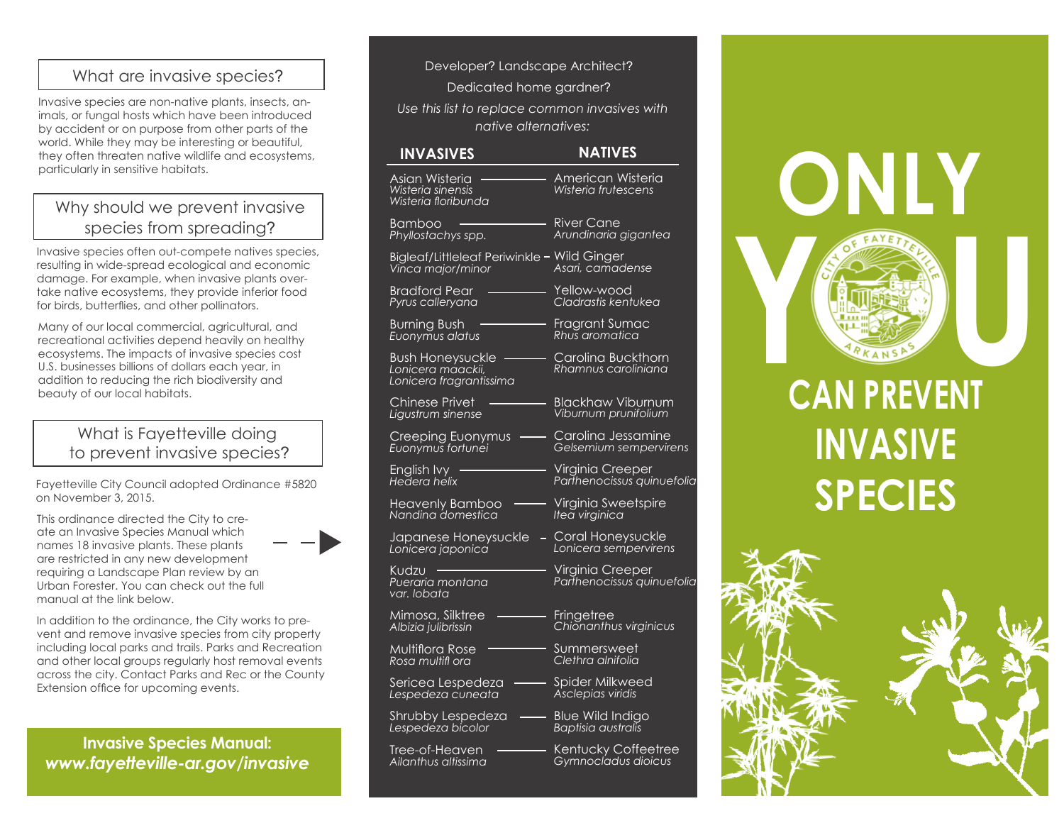## What are invasive species?

Invasive species are non-native plants, insects, animals, or fungal hosts which have been introduced by accident or on purpose from other parts of the world. While they may be interesting or beautiful, they often threaten native wildlife and ecosystems, particularly in sensitive habitats.

## Why should we prevent invasive species from spreading?

Invasive species often out-compete natives species, resulting in wide-spread ecological and economic damage. For example, when invasive plants overtake native ecosystems, they provide inferior food for birds, butterflies, and other pollinators.

Many of our local commercial, agricultural, and recreational activities depend heavily on healthy ecosystems. The impacts of invasive species cost U.S. businesses billions of dollars each year, in addition to reducing the rich biodiversity and beauty of our local habitats.

## What is Fayetteville doing to prevent invasive species?

Fayetteville City Council adopted Ordinance #5820 on November 3, 2015.

This ordinance directed the City to create an Invasive Species Manual which names 18 invasive plants. These plants are restricted in any new development requiring a Landscape Plan review by an Urban Forester. You can check out the full manual at the link below.

In addition to the ordinance, the City works to prevent and remove invasive species from city property including local parks and trails. Parks and Recreation and other local groups regularly host removal events across the city. Contact Parks and Rec or the County Extension office for upcoming events.

**Invasive Species Manual:**
***www.fayetteville-ar.gov/invasive***

Developer? Landscape Architect?
Dedicated home gardner?

*Use this list to replace common invasives with native alternatives:*

| INVASIVES | NATIVES |
|---|---|
| Asian Wisteria *Wisteria sinensis Wisteria floribunda* | American Wisteria *Wisteria frutescens* |
| Bamboo *Phyllostachys spp.* | River Cane *Arundinaria gigantea* |
| Bigleaf/Littleleaf Periwinkle *Vinca major/minor* | Wild Ginger *Asari, camadense* |
| Bradford Pear *Pyrus calleryana* | Yellow-wood *Cladrastis kentukea* |
| Burning Bush *Euonymus alatus* | Fragrant Sumac *Rhus aromatica* |
| Bush Honeysuckle *Lonicera maackii, Lonicera fragrantissima* | Carolina Buckthorn *Rhamnus caroliniana* |
| Chinese Privet *Ligustrum sinense* | Blackhaw Viburnum *Viburnum prunifolium* |
| Creeping Euonymus *Euonymus fortunei* | Carolina Jessamine *Gelsemium sempervirens* |
| English Ivy *Hedera helix* | Virginia Creeper *Parthenocissus quinuefolia* |
| Heavenly Bamboo *Nandina domestica* | Virginia Sweetspire *Itea virginica* |
| Japanese Honeysuckle *Lonicera japonica* | Coral Honeysuckle *Lonicera sempervirens* |
| Kudzu *Pueraria montana var. lobata* | Virginia Creeper *Parthenocissus quinuefolia* |
| Mimosa, Silktree *Albizia julibrissin* | Fringetree *Chionanthus virginicus* |
| Multiflora Rose *Rosa multifl ora* | Summersweet *Clethra alnifolia* |
| Sericea Lespedeza *Lespedeza cuneata* | Spider Milkweed *Asclepias viridis* |
| Shrubby Lespedeza *Lespedeza bicolor* | Blue Wild Indigo *Baptisia australis* |
| Tree-of-Heaven *Ailanthus altissima* | Kentucky Coffeetree *Gymnocladus dioicus* |

# ONLY YOU CAN PREVENT INVASIVE SPECIES

CITY OF FAYETTEVILLE ARKANSAS